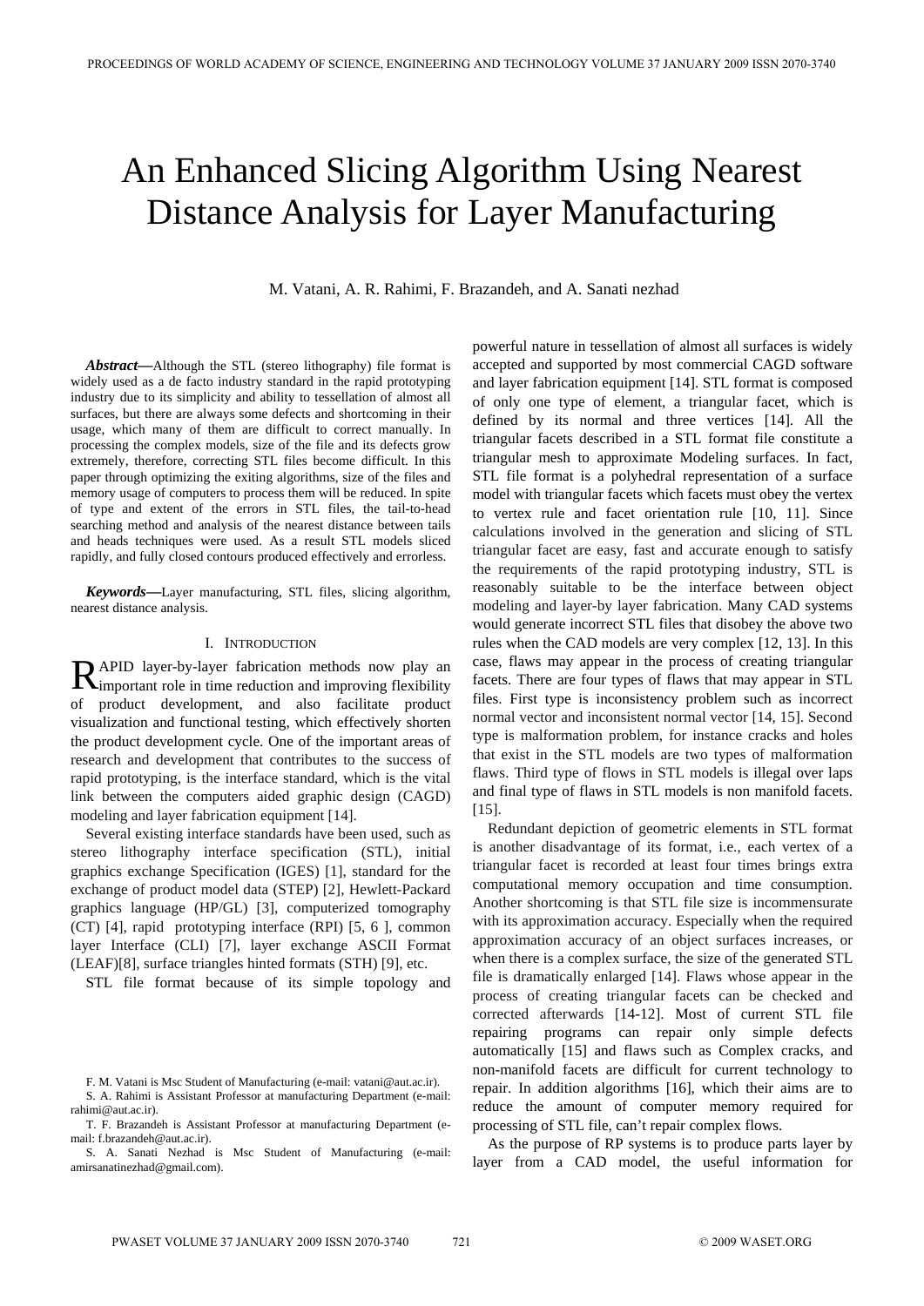# An Enhanced Slicing Algorithm Using Nearest Distance Analysis for Layer Manufacturing

M. Vatani, A. R. Rahimi, F. Brazandeh, and A. Sanati nezhad

***Abstract*—**Although the STL (stereo lithography) file format is widely used as a de facto industry standard in the rapid prototyping industry due to its simplicity and ability to tessellation of almost all surfaces, but there are always some defects and shortcoming in their usage, which many of them are difficult to correct manually. In processing the complex models, size of the file and its defects grow extremely, therefore, correcting STL files become difficult. In this paper through optimizing the exiting algorithms, size of the files and memory usage of computers to process them will be reduced. In spite of type and extent of the errors in STL files, the tail-to-head searching method and analysis of the nearest distance between tails and heads techniques were used. As a result STL models sliced rapidly, and fully closed contours produced effectively and errorless.

***Keywords*—**Layer manufacturing, STL files, slicing algorithm, nearest distance analysis.

## I. Introduction

RAPID layer-by-layer fabrication methods now play an important role in time reduction and improving flexibility of product development, and also facilitate product visualization and functional testing, which effectively shorten the product development cycle. One of the important areas of research and development that contributes to the success of rapid prototyping, is the interface standard, which is the vital link between the computers aided graphic design (CAGD) modeling and layer fabrication equipment [14].

Several existing interface standards have been used, such as stereo lithography interface specification (STL), initial graphics exchange Specification (IGES) [1], standard for the exchange of product model data (STEP) [2], Hewlett-Packard graphics language (HP/GL) [3], computerized tomography (CT) [4], rapid prototyping interface (RPI) [5, 6 ], common layer Interface (CLI) [7], layer exchange ASCII Format (LEAF)[8], surface triangles hinted formats (STH) [9], etc.

STL file format because of its simple topology and powerful nature in tessellation of almost all surfaces is widely accepted and supported by most commercial CAGD software and layer fabrication equipment [14]. STL format is composed of only one type of element, a triangular facet, which is defined by its normal and three vertices [14]. All the triangular facets described in a STL format file constitute a triangular mesh to approximate Modeling surfaces. In fact, STL file format is a polyhedral representation of a surface model with triangular facets which facets must obey the vertex to vertex rule and facet orientation rule [10, 11]. Since calculations involved in the generation and slicing of STL triangular facet are easy, fast and accurate enough to satisfy the requirements of the rapid prototyping industry, STL is reasonably suitable to be the interface between object modeling and layer-by layer fabrication. Many CAD systems would generate incorrect STL files that disobey the above two rules when the CAD models are very complex [12, 13]. In this case, flaws may appear in the process of creating triangular facets. There are four types of flaws that may appear in STL files. First type is inconsistency problem such as incorrect normal vector and inconsistent normal vector [14, 15]. Second type is malformation problem, for instance cracks and holes that exist in the STL models are two types of malformation flaws. Third type of flows in STL models is illegal over laps and final type of flaws in STL models is non manifold facets. [15].

Redundant depiction of geometric elements in STL format is another disadvantage of its format, i.e., each vertex of a triangular facet is recorded at least four times brings extra computational memory occupation and time consumption. Another shortcoming is that STL file size is incommensurate with its approximation accuracy. Especially when the required approximation accuracy of an object surfaces increases, or when there is a complex surface, the size of the generated STL file is dramatically enlarged [14]. Flaws whose appear in the process of creating triangular facets can be checked and corrected afterwards [14-12]. Most of current STL file repairing programs can repair only simple defects automatically [15] and flaws such as Complex cracks, and non-manifold facets are difficult for current technology to repair. In addition algorithms [16], which their aims are to reduce the amount of computer memory required for processing of STL file, can't repair complex flows.

As the purpose of RP systems is to produce parts layer by layer from a CAD model, the useful information for

F. M. Vatani is Msc Student of Manufacturing (e-mail: vatani@aut.ac.ir).

S. A. Rahimi is Assistant Professor at manufacturing Department (e-mail: rahimi@aut.ac.ir).

T. F. Brazandeh is Assistant Professor at manufacturing Department (e-mail: f.brazandeh@aut.ac.ir).

S. A. Sanati Nezhad is Msc Student of Manufacturing (e-mail: amirsanatinezhad@gmail.com).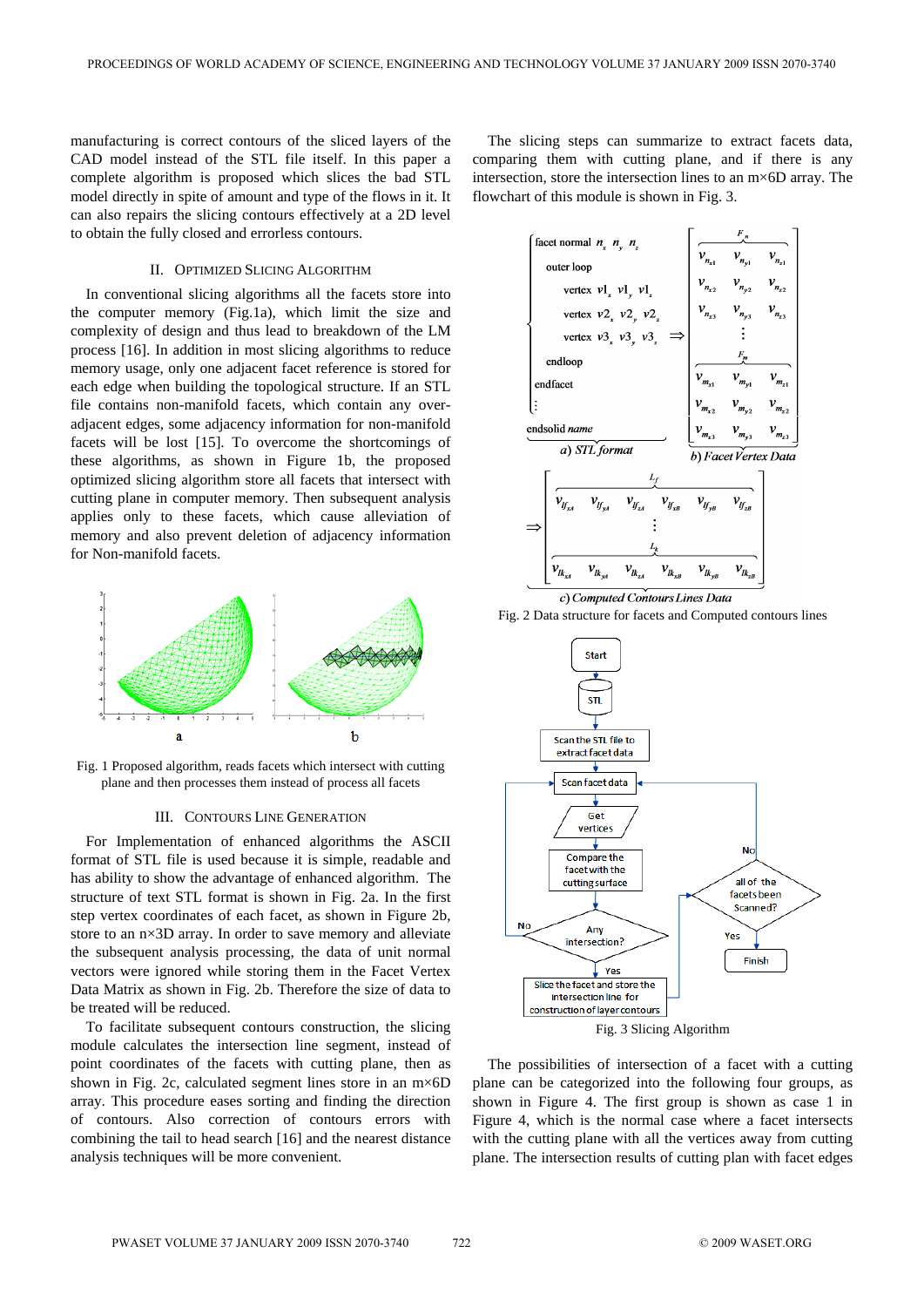manufacturing is correct contours of the sliced layers of the CAD model instead of the STL file itself. In this paper a complete algorithm is proposed which slices the bad STL model directly in spite of amount and type of the flows in it. It can also repairs the slicing contours effectively at a 2D level to obtain the fully closed and errorless contours.

## II. Optimized Slicing Algorithm

In conventional slicing algorithms all the facets store into the computer memory (Fig.1a), which limit the size and complexity of design and thus lead to breakdown of the LM process [16]. In addition in most slicing algorithms to reduce memory usage, only one adjacent facet reference is stored for each edge when building the topological structure. If an STL file contains non-manifold facets, which contain any over-adjacent edges, some adjacency information for non-manifold facets will be lost [15]. To overcome the shortcomings of these algorithms, as shown in Figure 1b, the proposed optimized slicing algorithm store all facets that intersect with cutting plane in computer memory. Then subsequent analysis applies only to these facets, which cause alleviation of memory and also prevent deletion of adjacency information for Non-manifold facets.

Fig. 1 Proposed algorithm, reads facets which intersect with cutting plane and then processes them instead of process all facets

## III. Contours Line Generation

For Implementation of enhanced algorithms the ASCII format of STL file is used because it is simple, readable and has ability to show the advantage of enhanced algorithm. The structure of text STL format is shown in Fig. 2a. In the first step vertex coordinates of each facet, as shown in Figure 2b, store to an n×3D array. In order to save memory and alleviate the subsequent analysis processing, the data of unit normal vectors were ignored while storing them in the Facet Vertex Data Matrix as shown in Fig. 2b. Therefore the size of data to be treated will be reduced.

To facilitate subsequent contours construction, the slicing module calculates the intersection line segment, instead of point coordinates of the facets with cutting plane, then as shown in Fig. 2c, calculated segment lines store in an m×6D array. This procedure eases sorting and finding the direction of contours. Also correction of contours errors with combining the tail to head search [16] and the nearest distance analysis techniques will be more convenient.

The slicing steps can summarize to extract facets data, comparing them with cutting plane, and if there is any intersection, store the intersection lines to an m×6D array. The flowchart of this module is shown in Fig. 3.

Fig. 2 Data structure for facets and Computed contours lines

Fig. 3 Slicing Algorithm

The possibilities of intersection of a facet with a cutting plane can be categorized into the following four groups, as shown in Figure 4. The first group is shown as case 1 in Figure 4, which is the normal case where a facet intersects with the cutting plane with all the vertices away from cutting plane. The intersection results of cutting plan with facet edges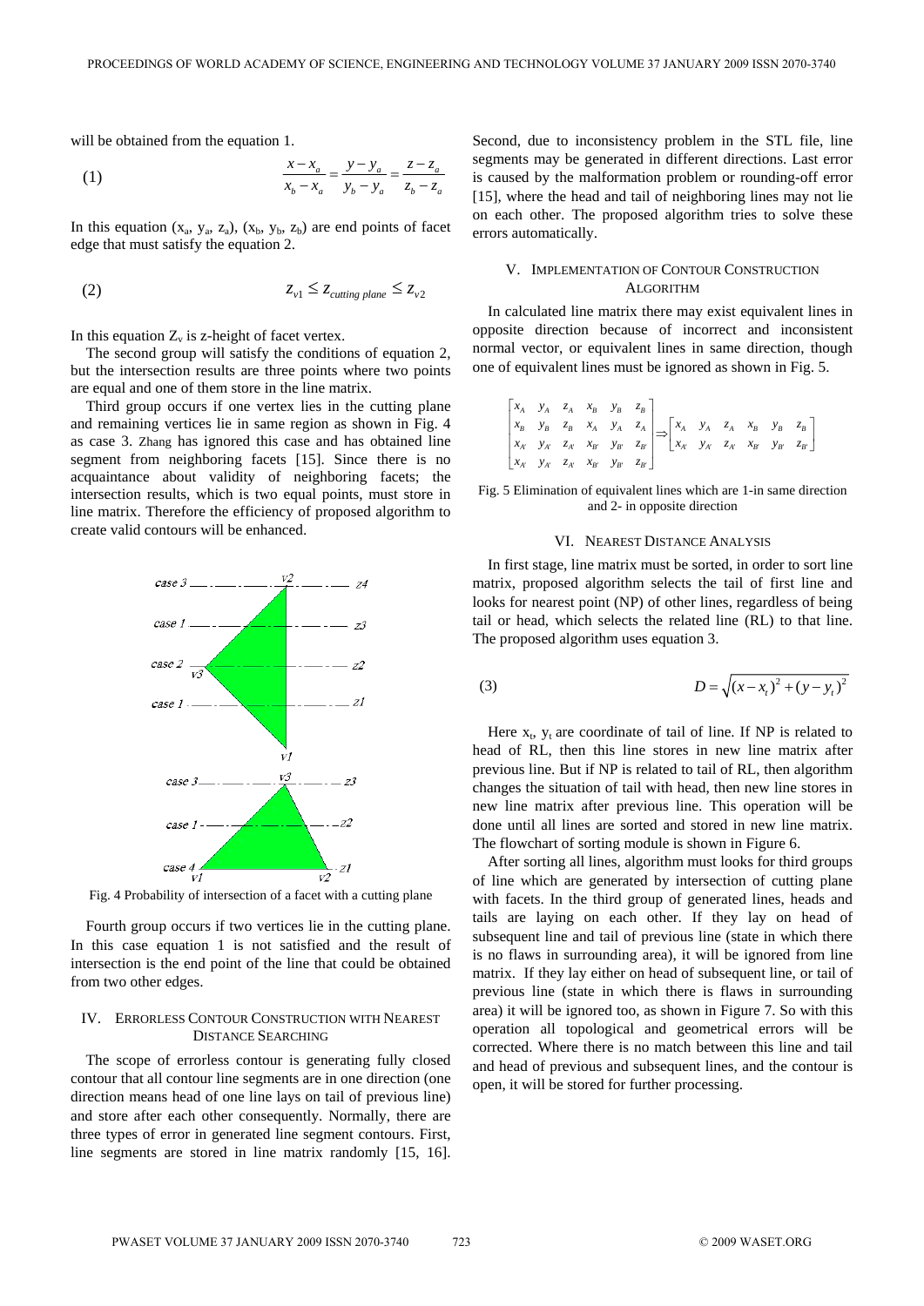will be obtained from the equation 1.

$$\frac{x - x_a}{x_b - x_a} = \frac{y - y_a}{y_b - y_a} = \frac{z - z_a}{z_b - z_a} \tag{1}$$

In this equation ($x_a$, $y_a$, $z_a$), ($x_b$, $y_b$, $z_b$) are end points of facet edge that must satisfy the equation 2.

$$z_{v1} \leq z_{cutting\ plane} \leq z_{v2} \tag{2}$$

In this equation $Z_v$ is z-height of facet vertex.

The second group will satisfy the conditions of equation 2, but the intersection results are three points where two points are equal and one of them store in the line matrix.

Third group occurs if one vertex lies in the cutting plane and remaining vertices lie in same region as shown in Fig. 4 as case 3. Zhang has ignored this case and has obtained line segment from neighboring facets [15]. Since there is no acquaintance about validity of neighboring facets; the intersection results, which is two equal points, must store in line matrix. Therefore the efficiency of proposed algorithm to create valid contours will be enhanced.

Fig. 4 Probability of intersection of a facet with a cutting plane

Fourth group occurs if two vertices lie in the cutting plane. In this case equation 1 is not satisfied and the result of intersection is the end point of the line that could be obtained from two other edges.

## IV. Errorless Contour Construction with Nearest Distance Searching

The scope of errorless contour is generating fully closed contour that all contour line segments are in one direction (one direction means head of one line lays on tail of previous line) and store after each other consequently. Normally, there are three types of error in generated line segment contours. First, line segments are stored in line matrix randomly [15, 16]. Second, due to inconsistency problem in the STL file, line segments may be generated in different directions. Last error is caused by the malformation problem or rounding-off error [15], where the head and tail of neighboring lines may not lie on each other. The proposed algorithm tries to solve these errors automatically.

## V. Implementation of Contour Construction Algorithm

In calculated line matrix there may exist equivalent lines in opposite direction because of incorrect and inconsistent normal vector, or equivalent lines in same direction, though one of equivalent lines must be ignored as shown in Fig. 5.

$$\begin{bmatrix} x_A & y_A & z_A & x_B & y_B & z_B \\ x_B & y_B & z_B & x_A & y_A & z_A \\ x_{A'} & y_{A'} & z_{A'} & x_{B'} & y_{B'} & z_{B'} \\ x_{A'} & y_{A'} & z_{A'} & x_{B'} & y_{B'} & z_{B'} \end{bmatrix} \Rightarrow \begin{bmatrix} x_A & y_A & z_A & x_B & y_B & z_B \\ x_{A'} & y_{A'} & z_{A'} & x_{B'} & y_{B'} & z_{B'} \end{bmatrix}$$

Fig. 5 Elimination of equivalent lines which are 1-in same direction and 2- in opposite direction

## VI. Nearest Distance Analysis

In first stage, line matrix must be sorted, in order to sort line matrix, proposed algorithm selects the tail of first line and looks for nearest point (NP) of other lines, regardless of being tail or head, which selects the related line (RL) to that line. The proposed algorithm uses equation 3.

$$D = \sqrt{(x - x_t)^2 + (y - y_t)^2} \tag{3}$$

Here $x_t$, $y_t$ are coordinate of tail of line. If NP is related to head of RL, then this line stores in new line matrix after previous line. But if NP is related to tail of RL, then algorithm changes the situation of tail with head, then new line stores in new line matrix after previous line. This operation will be done until all lines are sorted and stored in new line matrix. The flowchart of sorting module is shown in Figure 6.

After sorting all lines, algorithm must looks for third groups of line which are generated by intersection of cutting plane with facets. In the third group of generated lines, heads and tails are laying on each other. If they lay on head of subsequent line and tail of previous line (state in which there is no flaws in surrounding area), it will be ignored from line matrix. If they lay either on head of subsequent line, or tail of previous line (state in which there is flaws in surrounding area) it will be ignored too, as shown in Figure 7. So with this operation all topological and geometrical errors will be corrected. Where there is no match between this line and tail and head of previous and subsequent lines, and the contour is open, it will be stored for further processing.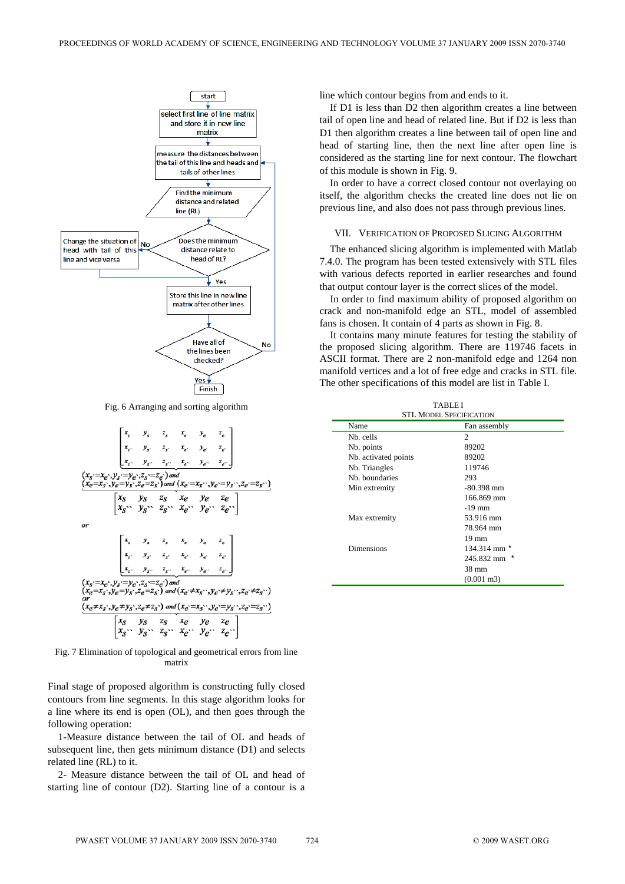Fig. 6 Arranging and sorting algorithm

Fig. 7 Elimination of topological and geometrical errors from line matrix

Final stage of proposed algorithm is constructing fully closed contours from line segments. In this stage algorithm looks for a line where its end is open (OL), and then goes through the following operation:

1-Measure distance between the tail of OL and heads of subsequent line, then gets minimum distance (D1) and selects related line (RL) to it.

2- Measure distance between the tail of OL and head of starting line of contour (D2). Starting line of a contour is a line which contour begins from and ends to it.

If D1 is less than D2 then algorithm creates a line between tail of open line and head of related line. But if D2 is less than D1 then algorithm creates a line between tail of open line and head of starting line, then the next line after open line is considered as the starting line for next contour. The flowchart of this module is shown in Fig. 9.

In order to have a correct closed contour not overlaying on itself, the algorithm checks the created line does not lie on previous line, and also does not pass through previous lines.

## VII. Verification of Proposed Slicing Algorithm

The enhanced slicing algorithm is implemented with Matlab 7.4.0. The program has been tested extensively with STL files with various defects reported in earlier researches and found that output contour layer is the correct slices of the model.

In order to find maximum ability of proposed algorithm on crack and non-manifold edge an STL, model of assembled fans is chosen. It contain of 4 parts as shown in Fig. 8.

It contains many minute features for testing the stability of the proposed slicing algorithm. There are 119746 facets in ASCII format. There are 2 non-manifold edge and 1264 non manifold vertices and a lot of free edge and cracks in STL file. The other specifications of this model are list in Table I.

TABLE I
STL Model Specification

| Name | Fan assembly |
|---|---|
| Nb. cells | 2 |
| Nb. points | 89202 |
| Nb. activated points | 89202 |
| Nb. Triangles | 119746 |
| Nb. boundaries | 293 |
| Min extremity | -80.398 mm<br>166.869 mm<br>-19 mm |
| Max extremity | 53.916 mm<br>78.964 mm<br>19 mm |
| Dimensions | 134.314 mm *<br>245.832 mm *<br>38 mm<br>(0.001 m3) |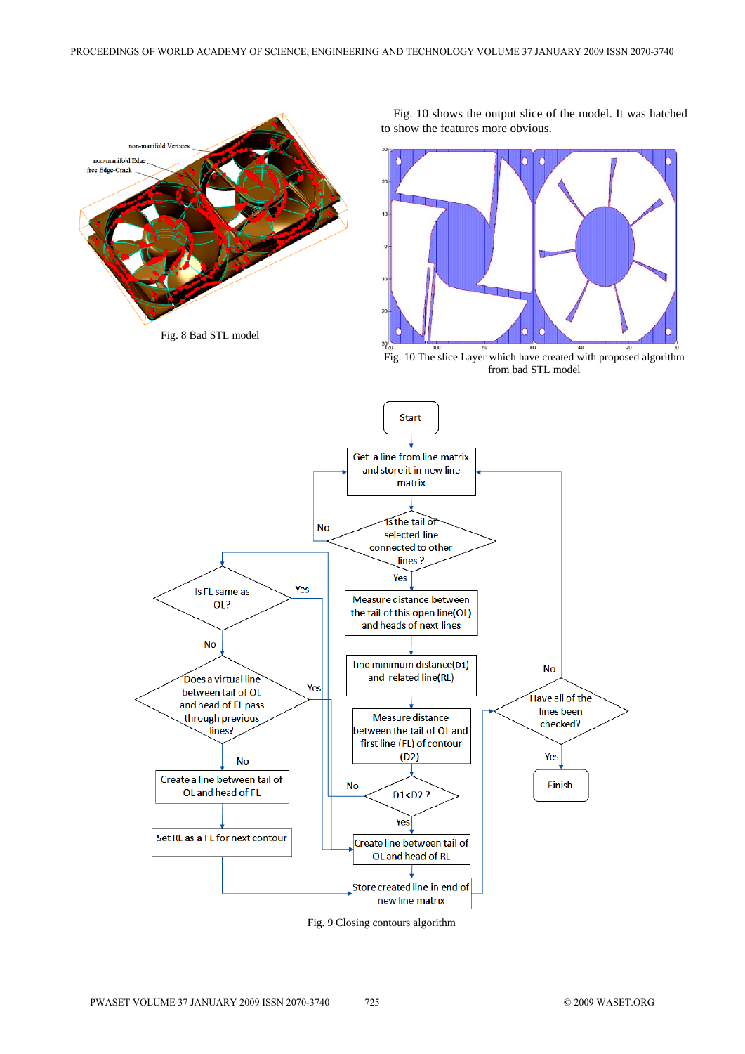Fig. 8 Bad STL model

Fig. 10 shows the output slice of the model. It was hatched to show the features more obvious.

Fig. 10 The slice Layer which have created with proposed algorithm from bad STL model

Fig. 9 Closing contours algorithm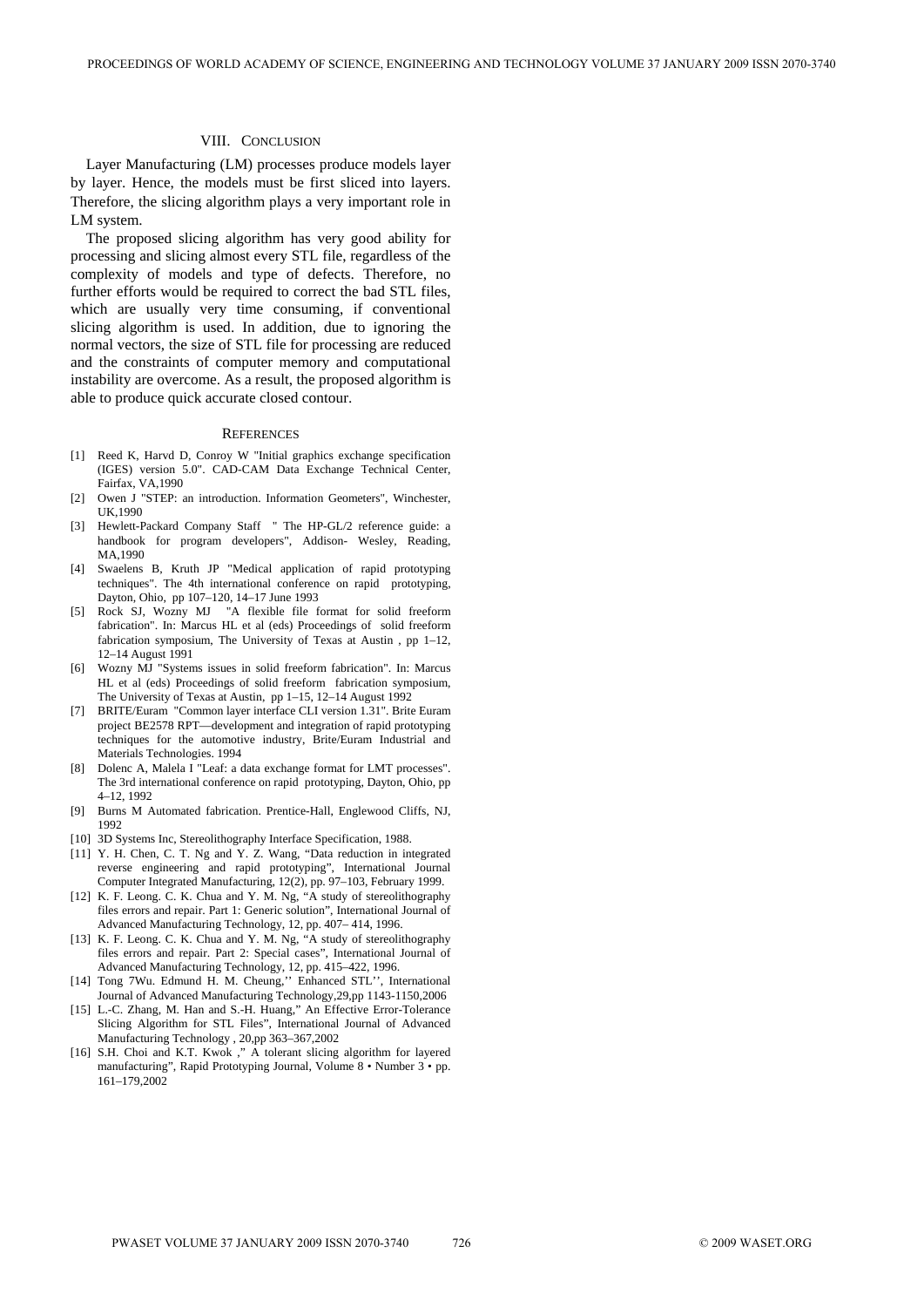## VIII. Conclusion

Layer Manufacturing (LM) processes produce models layer by layer. Hence, the models must be first sliced into layers. Therefore, the slicing algorithm plays a very important role in LM system.

The proposed slicing algorithm has very good ability for processing and slicing almost every STL file, regardless of the complexity of models and type of defects. Therefore, no further efforts would be required to correct the bad STL files, which are usually very time consuming, if conventional slicing algorithm is used. In addition, due to ignoring the normal vectors, the size of STL file for processing are reduced and the constraints of computer memory and computational instability are overcome. As a result, the proposed algorithm is able to produce quick accurate closed contour.

## References

[1] Reed K, Harvd D, Conroy W "Initial graphics exchange specification (IGES) version 5.0". CAD-CAM Data Exchange Technical Center, Fairfax, VA,1990

[2] Owen J "STEP: an introduction. Information Geometers", Winchester, UK,1990

[3] Hewlett-Packard Company Staff " The HP-GL/2 reference guide: a handbook for program developers", Addison- Wesley, Reading, MA,1990

[4] Swaelens B, Kruth JP "Medical application of rapid prototyping techniques". The 4th international conference on rapid prototyping, Dayton, Ohio, pp 107–120, 14–17 June 1993

[5] Rock SJ, Wozny MJ "A flexible file format for solid freeform fabrication". In: Marcus HL et al (eds) Proceedings of solid freeform fabrication symposium, The University of Texas at Austin , pp 1–12, 12–14 August 1991

[6] Wozny MJ "Systems issues in solid freeform fabrication". In: Marcus HL et al (eds) Proceedings of solid freeform fabrication symposium, The University of Texas at Austin, pp 1–15, 12–14 August 1992

[7] BRITE/Euram "Common layer interface CLI version 1.31". Brite Euram project BE2578 RPT—development and integration of rapid prototyping techniques for the automotive industry, Brite/Euram Industrial and Materials Technologies. 1994

[8] Dolenc A, Malela I "Leaf: a data exchange format for LMT processes". The 3rd international conference on rapid prototyping, Dayton, Ohio, pp 4–12, 1992

[9] Burns M Automated fabrication. Prentice-Hall, Englewood Cliffs, NJ, 1992

[10] 3D Systems Inc, Stereolithography Interface Specification, 1988.

[11] Y. H. Chen, C. T. Ng and Y. Z. Wang, "Data reduction in integrated reverse engineering and rapid prototyping", International Journal Computer Integrated Manufacturing, 12(2), pp. 97–103, February 1999.

[12] K. F. Leong. C. K. Chua and Y. M. Ng, "A study of stereolithography files errors and repair. Part 1: Generic solution", International Journal of Advanced Manufacturing Technology, 12, pp. 407– 414, 1996.

[13] K. F. Leong. C. K. Chua and Y. M. Ng, "A study of stereolithography files errors and repair. Part 2: Special cases", International Journal of Advanced Manufacturing Technology, 12, pp. 415–422, 1996.

[14] Tong 7Wu. Edmund H. M. Cheung,'' Enhanced STL'', International Journal of Advanced Manufacturing Technology,29,pp 1143-1150,2006

[15] L.-C. Zhang, M. Han and S.-H. Huang," An Effective Error-Tolerance Slicing Algorithm for STL Files", International Journal of Advanced Manufacturing Technology , 20,pp 363–367,2002

[16] S.H. Choi and K.T. Kwok ," A tolerant slicing algorithm for layered manufacturing", Rapid Prototyping Journal, Volume 8 • Number 3 • pp. 161–179,2002